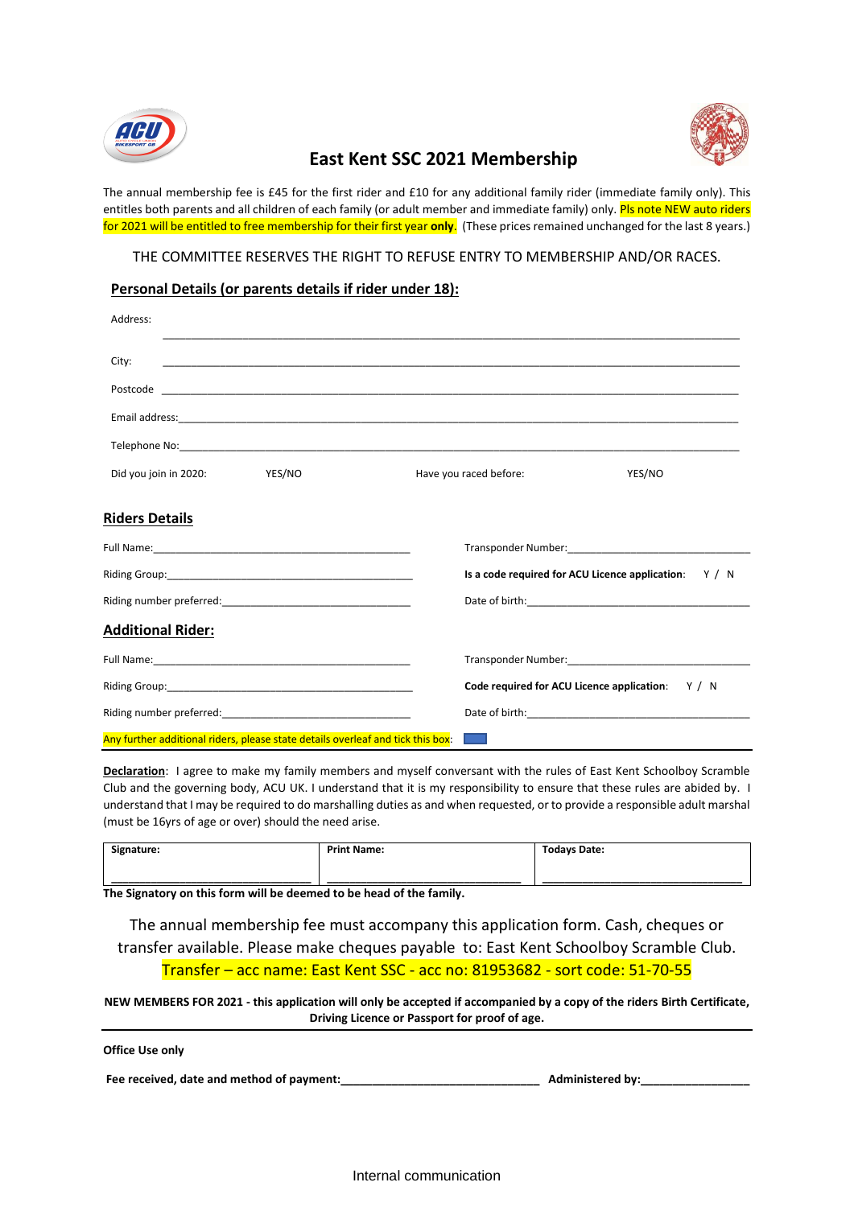# East Kent SSC 2021 Membership

The annual membership fee is £45 for the first rider and £10 for any additional family rider (immediate family only). This entitles both parents and all children of each family (or adult member and immediate family) only. Pls note NEW auto riders for 2021 will be entitled to free membership for their first year **only**. (These prices remained unchanged for the last 8 years.)

THE COMMITTEE RESERVES THE RIGHT TO REFUSE ENTRY TO MEMBERSHIP AND/OR RACES.

## Personal Details (or parents details if rider under 18):

Address: ____________________________________________

City: ____________________________________________

Postcode ____________________________________________

Email address: ____________________________________________

Telephone No: ____________________________________________

Did you join in 2020: YES/NO

Have you raced before: YES/NO

## Riders Details

Full Name: ______________________

Transponder Number: ______________________

Riding Group: ______________________

**Is a code required for ACU Licence application**: Y / N

Riding number preferred: ______________________

Date of birth: ______________________

## Additional Rider:

Full Name: ______________________

Transponder Number: ______________________

Riding Group: ______________________

**Code required for ACU Licence application**: Y / N

Riding number preferred: ______________________

Date of birth: ______________________

Any further additional riders, please state details overleaf and tick this box: ☐

**Declaration**: I agree to make my family members and myself conversant with the rules of East Kent Schoolboy Scramble Club and the governing body, ACU UK. I understand that it is my responsibility to ensure that these rules are abided by. I understand that I may be required to do marshalling duties as and when requested, or to provide a responsible adult marshal (must be 16yrs of age or over) should the need arise.

| Signature: | Print Name: | Todays Date: |
|---|---|---|
| ______________ | ______________ | ______________ |

**The Signatory on this form will be deemed to be head of the family.**

The annual membership fee must accompany this application form. Cash, cheques or transfer available. Please make cheques payable to: East Kent Schoolboy Scramble Club.
Transfer – acc name: East Kent SSC - acc no: 81953682 - sort code: 51-70-55

**NEW MEMBERS FOR 2021 - this application will only be accepted if accompanied by a copy of the riders Birth Certificate, Driving Licence or Passport for proof of age.**

---

**Office Use only**

**Fee received, date and method of payment:**______________________ **Administered by:**______________

Internal communication